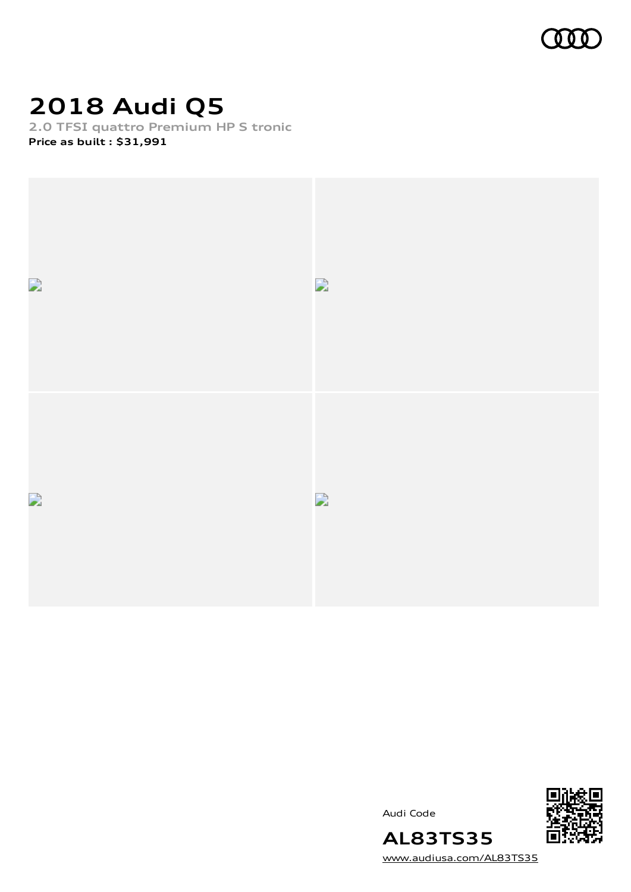# 2018 Audi Q5

**2.0 TFSI quattro Premium HP S tronic**

**Price as built : $31,991**

Audi Code

**AL83TS35**

www.audiusa.com/AL83TS35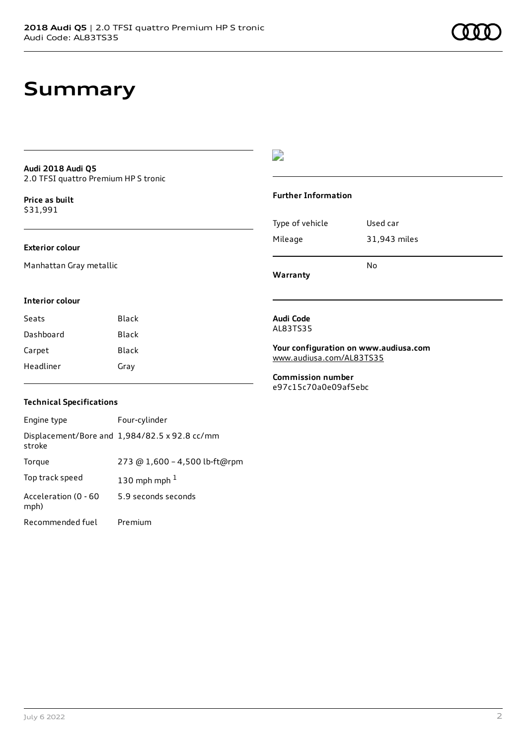# Summary

**Audi 2018 Audi Q5**
2.0 TFSI quattro Premium HP S tronic

**Price as built**
$31,991

### Exterior colour

Manhattan Gray metallic

### Interior colour

| | |
|---|---|
| Seats | Black |
| Dashboard | Black |
| Carpet | Black |
| Headliner | Gray |

### Technical Specifications

| | |
|---|---|
| Engine type | Four-cylinder |
| Displacement/Bore and stroke | 1,984/82.5 x 92.8 cc/mm |
| Torque | 273 @ 1,600 – 4,500 lb-ft@rpm |
| Top track speed | 130 mph mph [1] |
| Acceleration (0 - 60 mph) | 5.9 seconds seconds |
| Recommended fuel | Premium |

### Further Information

| | |
|---|---|
| Type of vehicle | Used car |
| Mileage | 31,943 miles |
| **Warranty** | No |

**Audi Code**
AL83TS35

**Your configuration on www.audiusa.com**
www.audiusa.com/AL83TS35

**Commission number**
e97c15c70a0e09af5ebc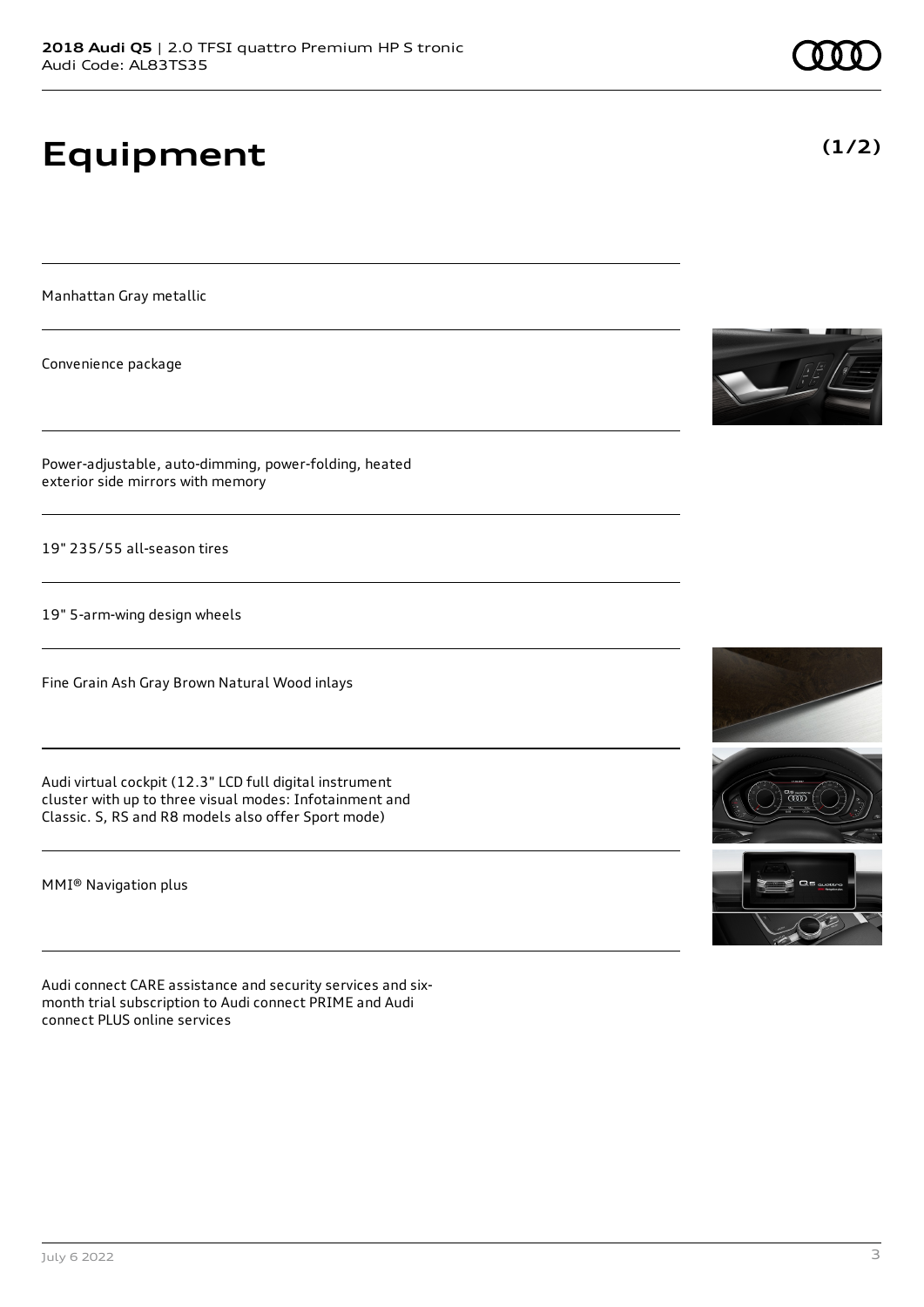# Equipment

**(1/2)**

Manhattan Gray metallic

Convenience package

Power-adjustable, auto-dimming, power-folding, heated exterior side mirrors with memory

19" 235/55 all-season tires

19" 5-arm-wing design wheels

Fine Grain Ash Gray Brown Natural Wood inlays

Audi virtual cockpit (12.3" LCD full digital instrument cluster with up to three visual modes: Infotainment and Classic. S, RS and R8 models also offer Sport mode)

MMI® Navigation plus

Audi connect CARE assistance and security services and six-month trial subscription to Audi connect PRIME and Audi connect PLUS online services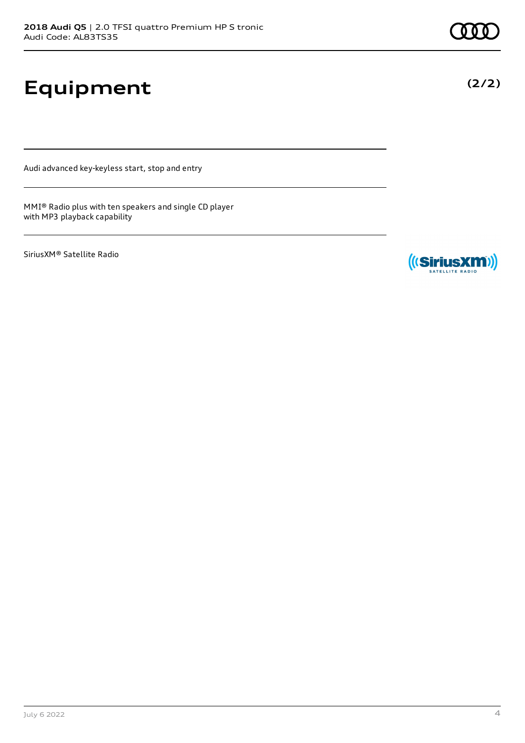# Equipment

(2/2)

Audi advanced key-keyless start, stop and entry

MMI® Radio plus with ten speakers and single CD player with MP3 playback capability

SiriusXM® Satellite Radio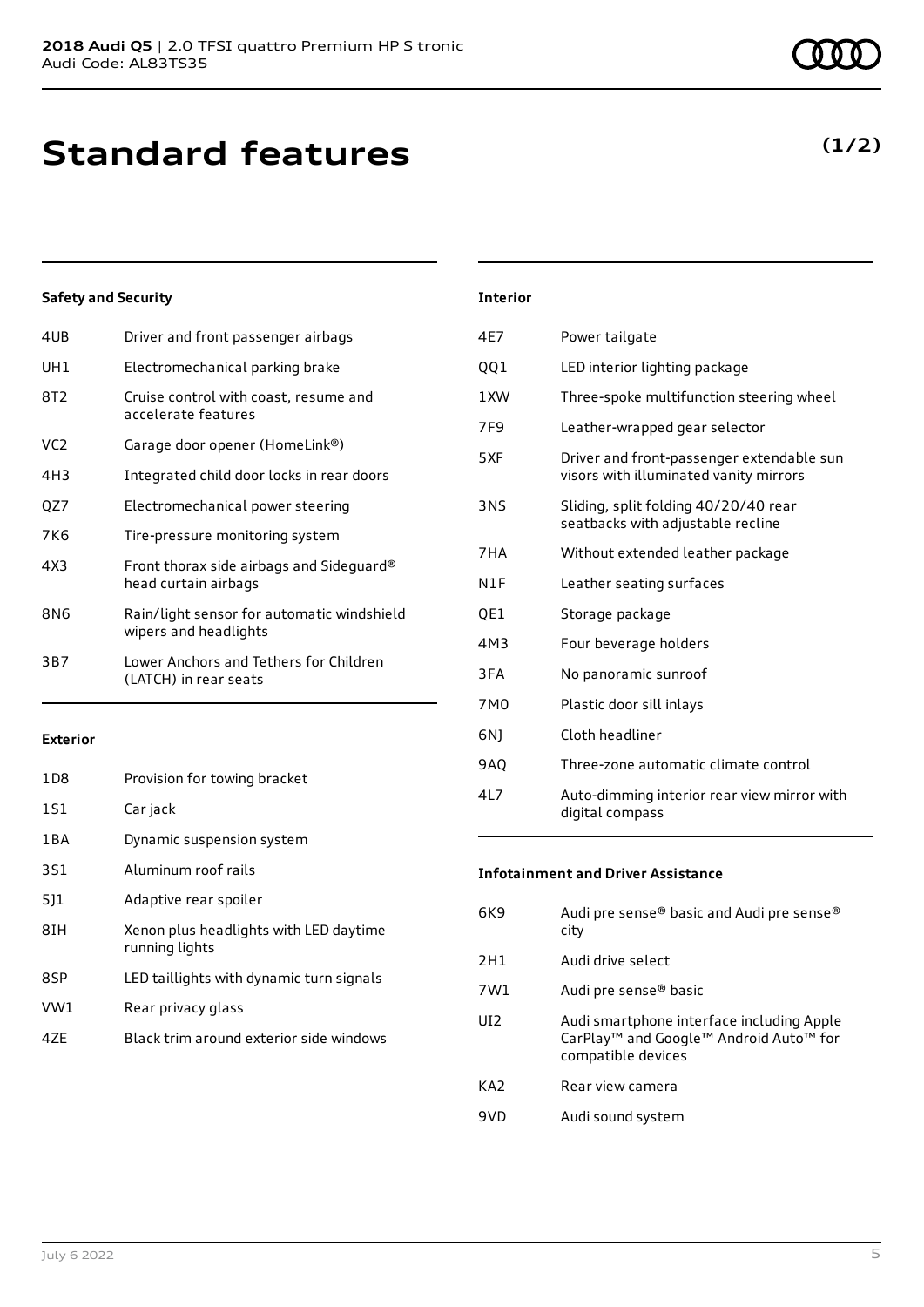# Standard features

**(1/2)**

### Safety and Security

| | |
|---|---|
| 4UB | Driver and front passenger airbags |
| UH1 | Electromechanical parking brake |
| 8T2 | Cruise control with coast, resume and accelerate features |
| VC2 | Garage door opener (HomeLink®) |
| 4H3 | Integrated child door locks in rear doors |
| QZ7 | Electromechanical power steering |
| 7K6 | Tire-pressure monitoring system |
| 4X3 | Front thorax side airbags and Sideguard® head curtain airbags |
| 8N6 | Rain/light sensor for automatic windshield wipers and headlights |
| 3B7 | Lower Anchors and Tethers for Children (LATCH) in rear seats |

### Exterior

| | |
|---|---|
| 1D8 | Provision for towing bracket |
| 1S1 | Car jack |
| 1BA | Dynamic suspension system |
| 3S1 | Aluminum roof rails |
| 5J1 | Adaptive rear spoiler |
| 8IH | Xenon plus headlights with LED daytime running lights |
| 8SP | LED taillights with dynamic turn signals |
| VW1 | Rear privacy glass |
| 4ZE | Black trim around exterior side windows |

### Interior

| | |
|---|---|
| 4E7 | Power tailgate |
| QQ1 | LED interior lighting package |
| 1XW | Three-spoke multifunction steering wheel |
| 7F9 | Leather-wrapped gear selector |
| 5XF | Driver and front-passenger extendable sun visors with illuminated vanity mirrors |
| 3NS | Sliding, split folding 40/20/40 rear seatbacks with adjustable recline |
| 7HA | Without extended leather package |
| N1F | Leather seating surfaces |
| QE1 | Storage package |
| 4M3 | Four beverage holders |
| 3FA | No panoramic sunroof |
| 7M0 | Plastic door sill inlays |
| 6NJ | Cloth headliner |
| 9AQ | Three-zone automatic climate control |
| 4L7 | Auto-dimming interior rear view mirror with digital compass |

### Infotainment and Driver Assistance

| | |
|---|---|
| 6K9 | Audi pre sense® basic and Audi pre sense® city |
| 2H1 | Audi drive select |
| 7W1 | Audi pre sense® basic |
| UI2 | Audi smartphone interface including Apple CarPlay™ and Google™ Android Auto™ for compatible devices |
| KA2 | Rear view camera |
| 9VD | Audi sound system |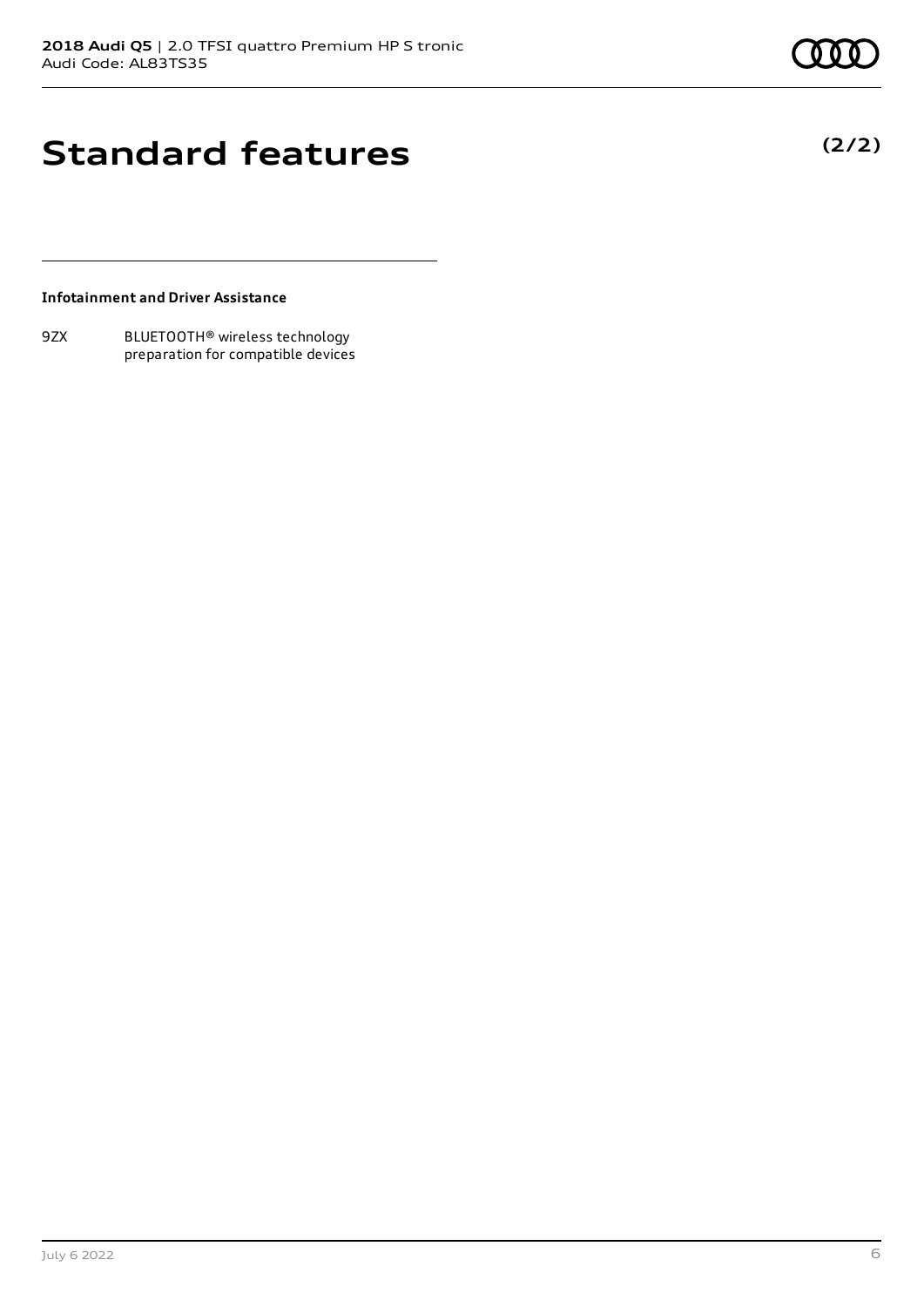# Standard features

**(2/2)**

**Infotainment and Driver Assistance**

| | |
|---|---|
| 9ZX | BLUETOOTH® wireless technology preparation for compatible devices |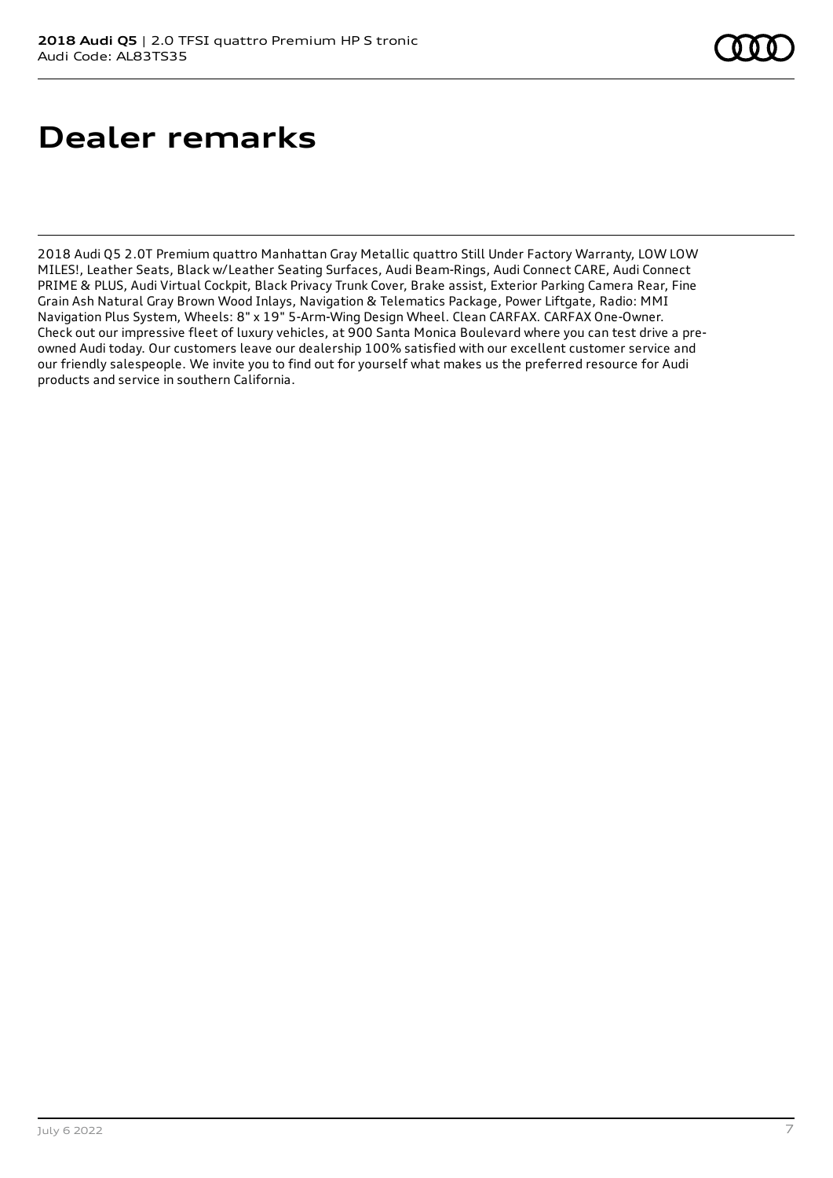# Dealer remarks

2018 Audi Q5 2.0T Premium quattro Manhattan Gray Metallic quattro Still Under Factory Warranty, LOW LOW MILES!, Leather Seats, Black w/Leather Seating Surfaces, Audi Beam-Rings, Audi Connect CARE, Audi Connect PRIME & PLUS, Audi Virtual Cockpit, Black Privacy Trunk Cover, Brake assist, Exterior Parking Camera Rear, Fine Grain Ash Natural Gray Brown Wood Inlays, Navigation & Telematics Package, Power Liftgate, Radio: MMI Navigation Plus System, Wheels: 8" x 19" 5-Arm-Wing Design Wheel. Clean CARFAX. CARFAX One-Owner. Check out our impressive fleet of luxury vehicles, at 900 Santa Monica Boulevard where you can test drive a pre-owned Audi today. Our customers leave our dealership 100% satisfied with our excellent customer service and our friendly salespeople. We invite you to find out for yourself what makes us the preferred resource for Audi products and service in southern California.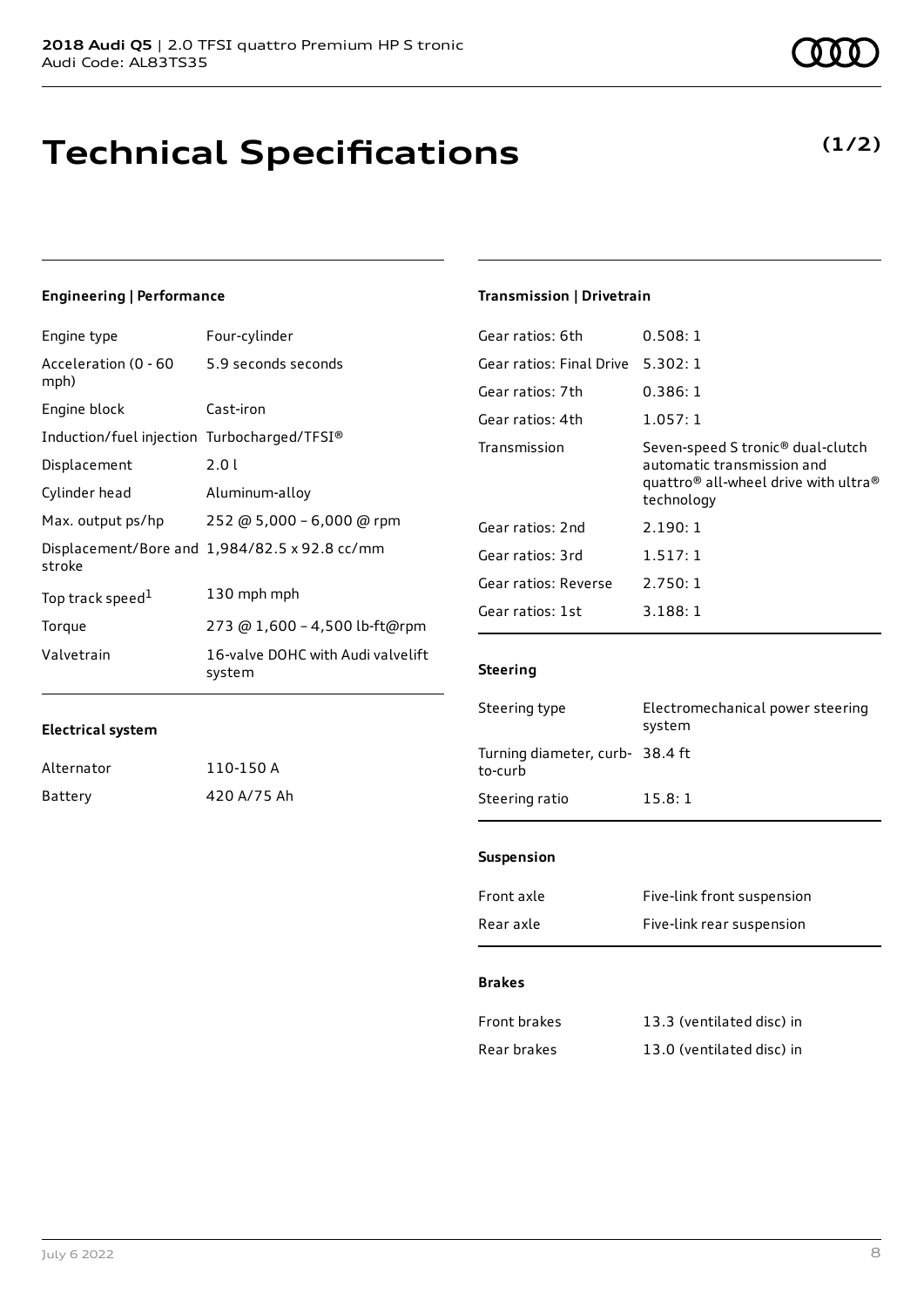**2018 Audi Q5** | 2.0 TFSI quattro Premium HP S tronic
Audi Code: AL83TS35

# Technical Specifications

**(1/2)**

### Engineering | Performance

| | |
|---|---|
| Engine type | Four-cylinder |
| Acceleration (0 - 60 mph) | 5.9 seconds seconds |
| Engine block | Cast-iron |
| Induction/fuel injection | Turbocharged/TFSI® |
| Displacement | 2.0 l |
| Cylinder head | Aluminum-alloy |
| Max. output ps/hp | 252 @ 5,000 - 6,000 @ rpm |
| Displacement/Bore and stroke | 1,984/82.5 x 92.8 cc/mm |
| Top track speed[1] | 130 mph mph |
| Torque | 273 @ 1,600 - 4,500 lb-ft@rpm |
| Valvetrain | 16-valve DOHC with Audi valvelift system |

### Electrical system

| | |
|---|---|
| Alternator | 110-150 A |
| Battery | 420 A/75 Ah |

### Transmission | Drivetrain

| | |
|---|---|
| Gear ratios: 6th | 0.508: 1 |
| Gear ratios: Final Drive | 5.302: 1 |
| Gear ratios: 7th | 0.386: 1 |
| Gear ratios: 4th | 1.057: 1 |
| Transmission | Seven-speed S tronic® dual-clutch automatic transmission and quattro® all-wheel drive with ultra® technology |
| Gear ratios: 2nd | 2.190: 1 |
| Gear ratios: 3rd | 1.517: 1 |
| Gear ratios: Reverse | 2.750: 1 |
| Gear ratios: 1st | 3.188: 1 |

### Steering

| | |
|---|---|
| Steering type | Electromechanical power steering system |
| Turning diameter, curb-to-curb | 38.4 ft |
| Steering ratio | 15.8: 1 |

### Suspension

| | |
|---|---|
| Front axle | Five-link front suspension |
| Rear axle | Five-link rear suspension |

### Brakes

| | |
|---|---|
| Front brakes | 13.3 (ventilated disc) in |
| Rear brakes | 13.0 (ventilated disc) in |

July 6 2022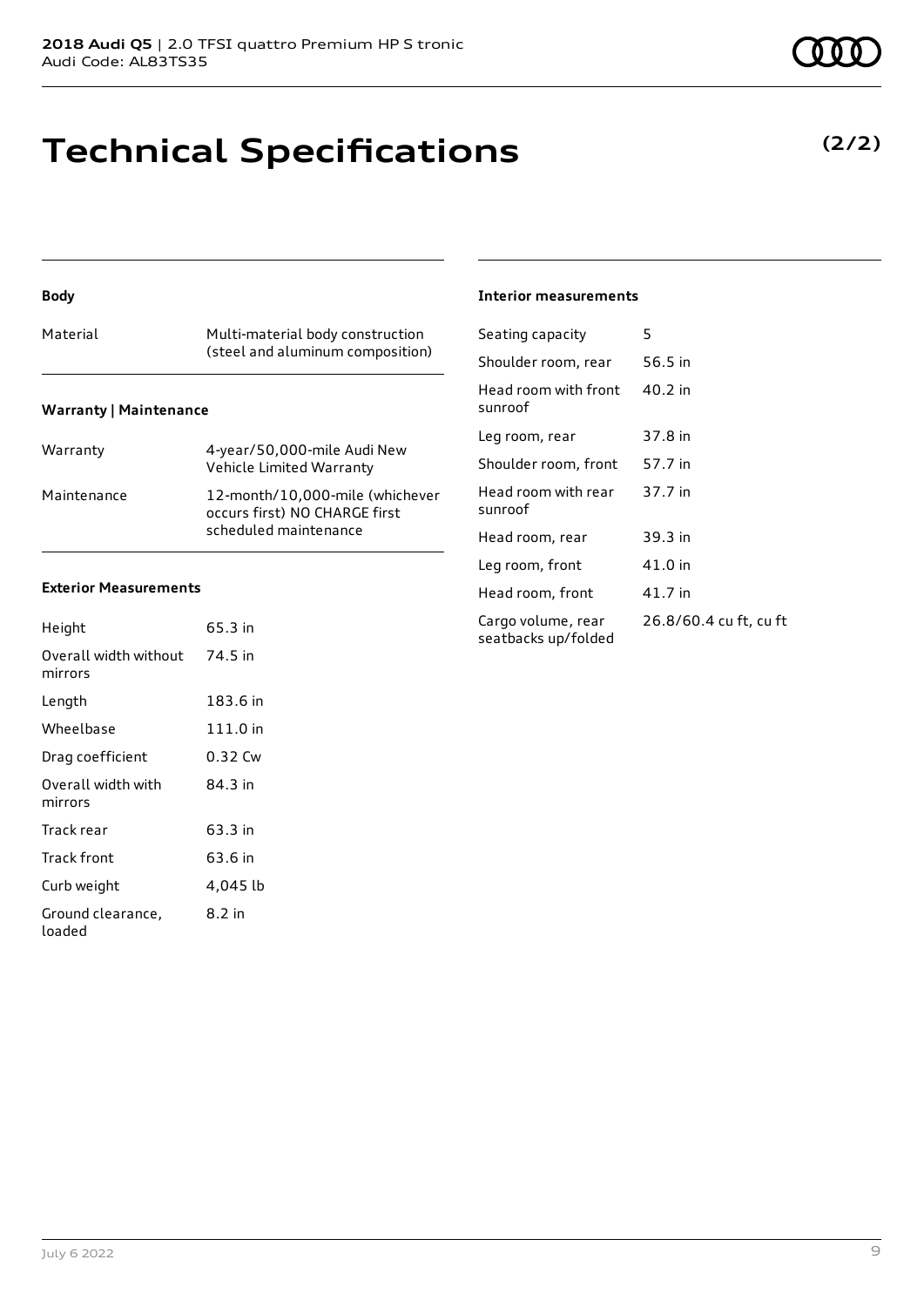# Technical Specifications

**(2/2)**

### Body

| | |
|---|---|
| Material | Multi-material body construction (steel and aluminum composition) |

### Warranty | Maintenance

| | |
|---|---|
| Warranty | 4-year/50,000-mile Audi New Vehicle Limited Warranty |
| Maintenance | 12-month/10,000-mile (whichever occurs first) NO CHARGE first scheduled maintenance |

### Exterior Measurements

| | |
|---|---|
| Height | 65.3 in |
| Overall width without mirrors | 74.5 in |
| Length | 183.6 in |
| Wheelbase | 111.0 in |
| Drag coefficient | 0.32 Cw |
| Overall width with mirrors | 84.3 in |
| Track rear | 63.3 in |
| Track front | 63.6 in |
| Curb weight | 4,045 lb |
| Ground clearance, loaded | 8.2 in |

### Interior measurements

| | |
|---|---|
| Seating capacity | 5 |
| Shoulder room, rear | 56.5 in |
| Head room with front sunroof | 40.2 in |
| Leg room, rear | 37.8 in |
| Shoulder room, front | 57.7 in |
| Head room with rear sunroof | 37.7 in |
| Head room, rear | 39.3 in |
| Leg room, front | 41.0 in |
| Head room, front | 41.7 in |
| Cargo volume, rear seatbacks up/folded | 26.8/60.4 cu ft, cu ft |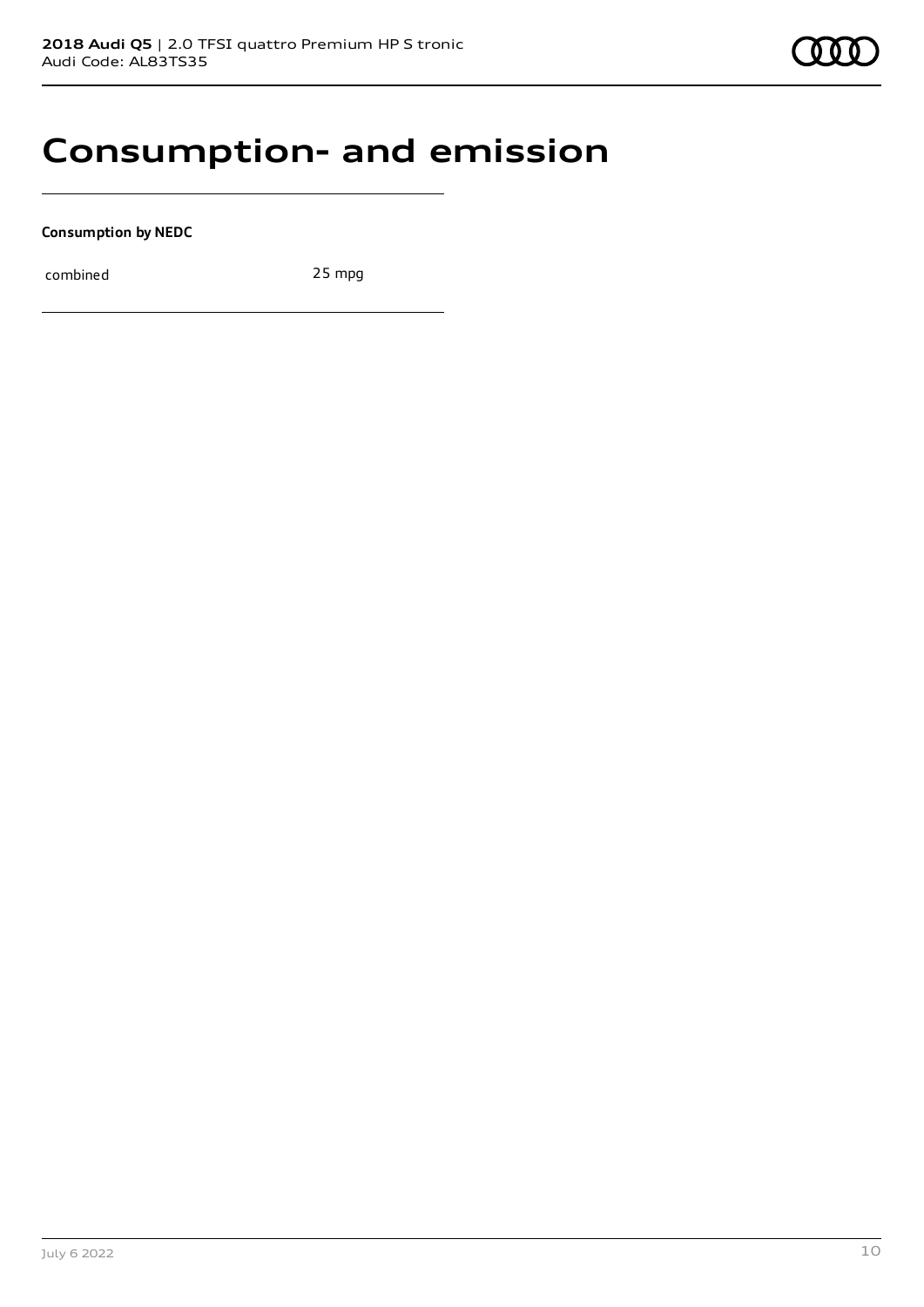# Consumption- and emission

**Consumption by NEDC**

| combined | 25 mpg |
| --- | --- |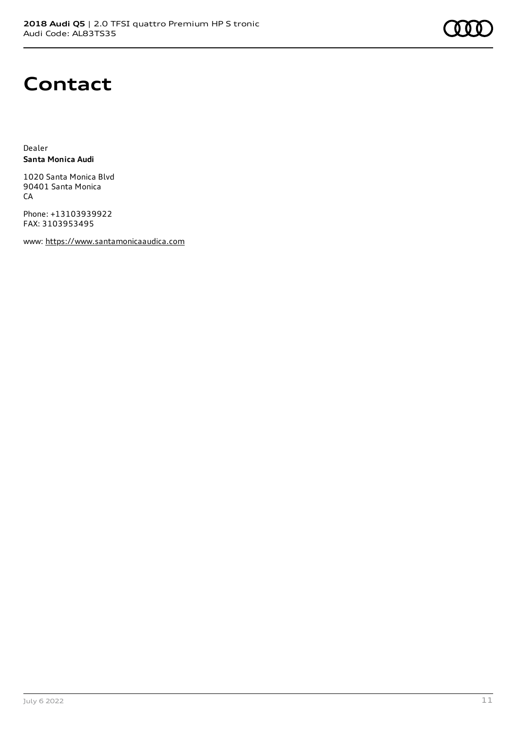# Contact

Dealer
**Santa Monica Audi**

1020 Santa Monica Blvd
90401 Santa Monica
CA

Phone: +13103939922
FAX: 3103953495

www: https://www.santamonicaaudica.com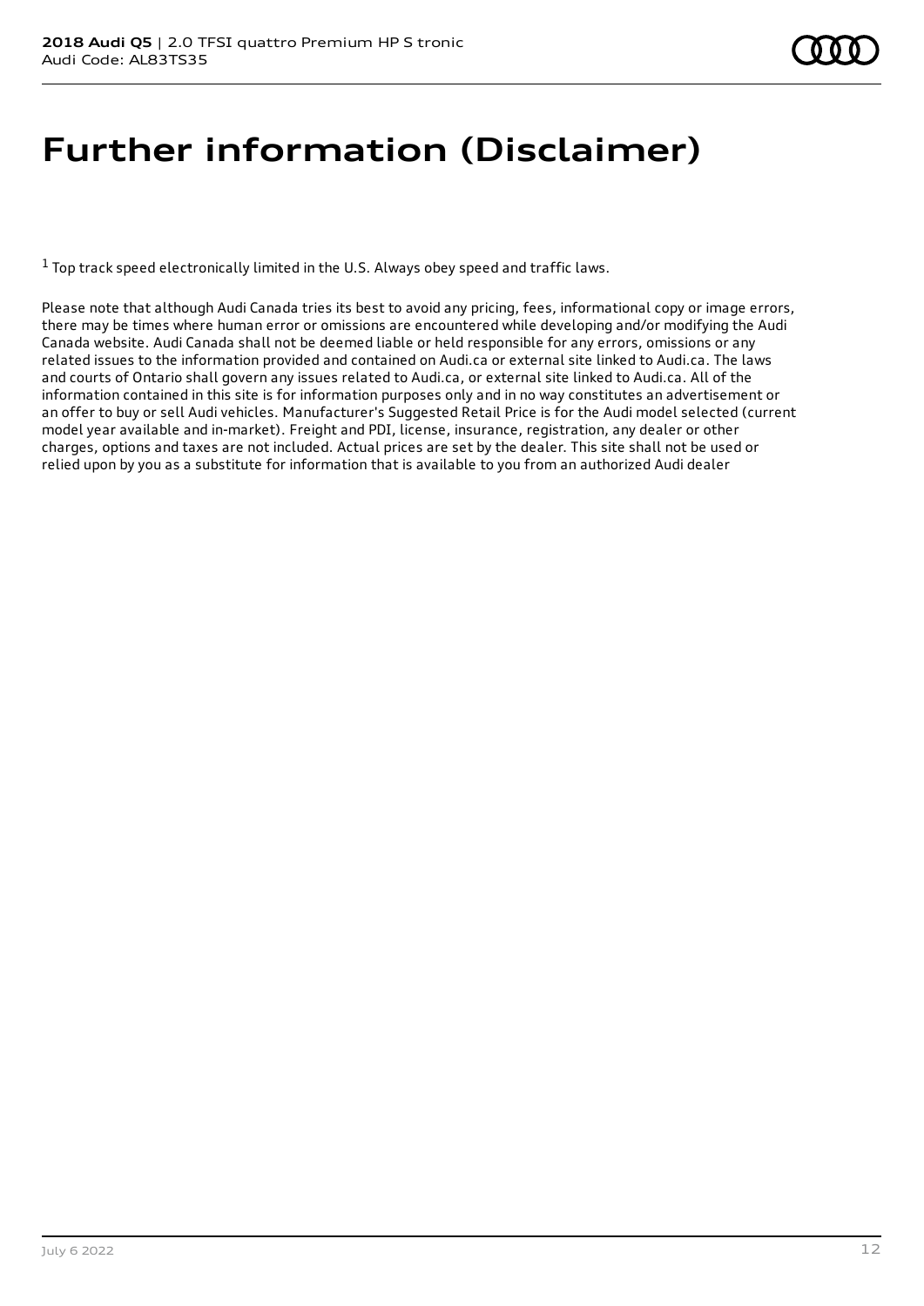# Further information (Disclaimer)

[1] Top track speed electronically limited in the U.S. Always obey speed and traffic laws.

Please note that although Audi Canada tries its best to avoid any pricing, fees, informational copy or image errors, there may be times where human error or omissions are encountered while developing and/or modifying the Audi Canada website. Audi Canada shall not be deemed liable or held responsible for any errors, omissions or any related issues to the information provided and contained on Audi.ca or external site linked to Audi.ca. The laws and courts of Ontario shall govern any issues related to Audi.ca, or external site linked to Audi.ca. All of the information contained in this site is for information purposes only and in no way constitutes an advertisement or an offer to buy or sell Audi vehicles. Manufacturer's Suggested Retail Price is for the Audi model selected (current model year available and in-market). Freight and PDI, license, insurance, registration, any dealer or other charges, options and taxes are not included. Actual prices are set by the dealer. This site shall not be used or relied upon by you as a substitute for information that is available to you from an authorized Audi dealer